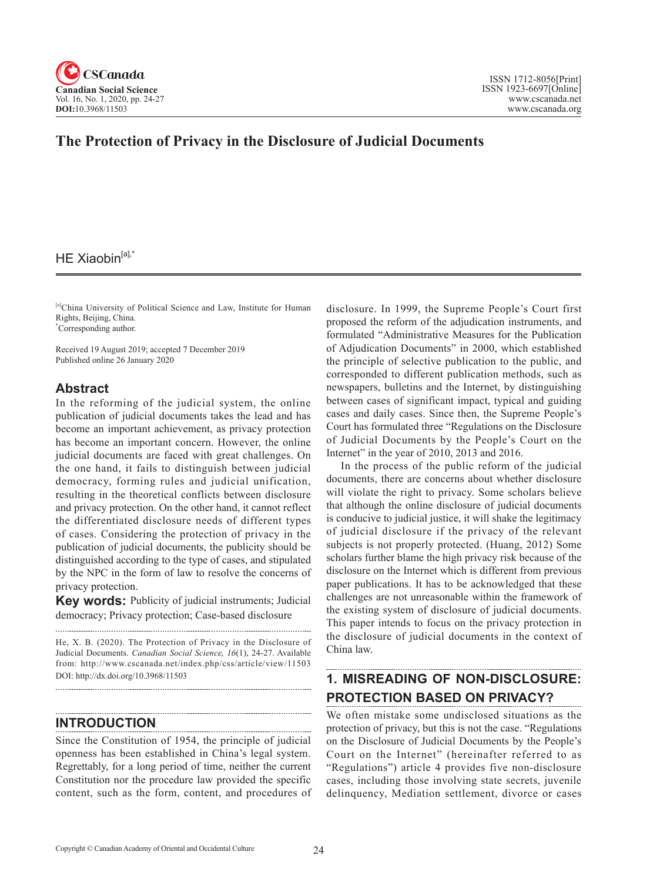# The Protection of Privacy in the Disclosure of Judicial Documents

HE Xiaobin[a],*

[a]China University of Political Science and Law, Institute for Human Rights, Beijing, China.
*Corresponding author.

Received 19 August 2019; accepted 7 December 2019
Published online 26 January 2020

## Abstract

In the reforming of the judicial system, the online publication of judicial documents takes the lead and has become an important achievement, as privacy protection has become an important concern. However, the online judicial documents are faced with great challenges. On the one hand, it fails to distinguish between judicial democracy, forming rules and judicial unification, resulting in the theoretical conflicts between disclosure and privacy protection. On the other hand, it cannot reflect the differentiated disclosure needs of different types of cases. Considering the protection of privacy in the publication of judicial documents, the publicity should be distinguished according to the type of cases, and stipulated by the NPC in the form of law to resolve the concerns of privacy protection.

**Key words:** Publicity of judicial instruments; Judicial democracy; Privacy protection; Case-based disclosure

He, X. B. (2020). The Protection of Privacy in the Disclosure of Judicial Documents. *Canadian Social Science, 16*(1), 24-27. Available from: http://www.cscanada.net/index.php/css/article/view/11503
DOI: http://dx.doi.org/10.3968/11503

## INTRODUCTION

Since the Constitution of 1954, the principle of judicial openness has been established in China's legal system. Regrettably, for a long period of time, neither the current Constitution nor the procedure law provided the specific content, such as the form, content, and procedures of disclosure. In 1999, the Supreme People's Court first proposed the reform of the adjudication instruments, and formulated "Administrative Measures for the Publication of Adjudication Documents" in 2000, which established the principle of selective publication to the public, and corresponded to different publication methods, such as newspapers, bulletins and the Internet, by distinguishing between cases of significant impact, typical and guiding cases and daily cases. Since then, the Supreme People's Court has formulated three "Regulations on the Disclosure of Judicial Documents by the People's Court on the Internet" in the year of 2010, 2013 and 2016.

In the process of the public reform of the judicial documents, there are concerns about whether disclosure will violate the right to privacy. Some scholars believe that although the online disclosure of judicial documents is conducive to judicial justice, it will shake the legitimacy of judicial disclosure if the privacy of the relevant subjects is not properly protected. (Huang, 2012) Some scholars further blame the high privacy risk because of the disclosure on the Internet which is different from previous paper publications. It has to be acknowledged that these challenges are not unreasonable within the framework of the existing system of disclosure of judicial documents. This paper intends to focus on the privacy protection in the disclosure of judicial documents in the context of China law.

## 1. MISREADING OF NON-DISCLOSURE: PROTECTION BASED ON PRIVACY?

We often mistake some undisclosed situations as the protection of privacy, but this is not the case. "Regulations on the Disclosure of Judicial Documents by the People's Court on the Internet" (hereinafter referred to as "Regulations") article 4 provides five non-disclosure cases, including those involving state secrets, juvenile delinquency, Mediation settlement, divorce or cases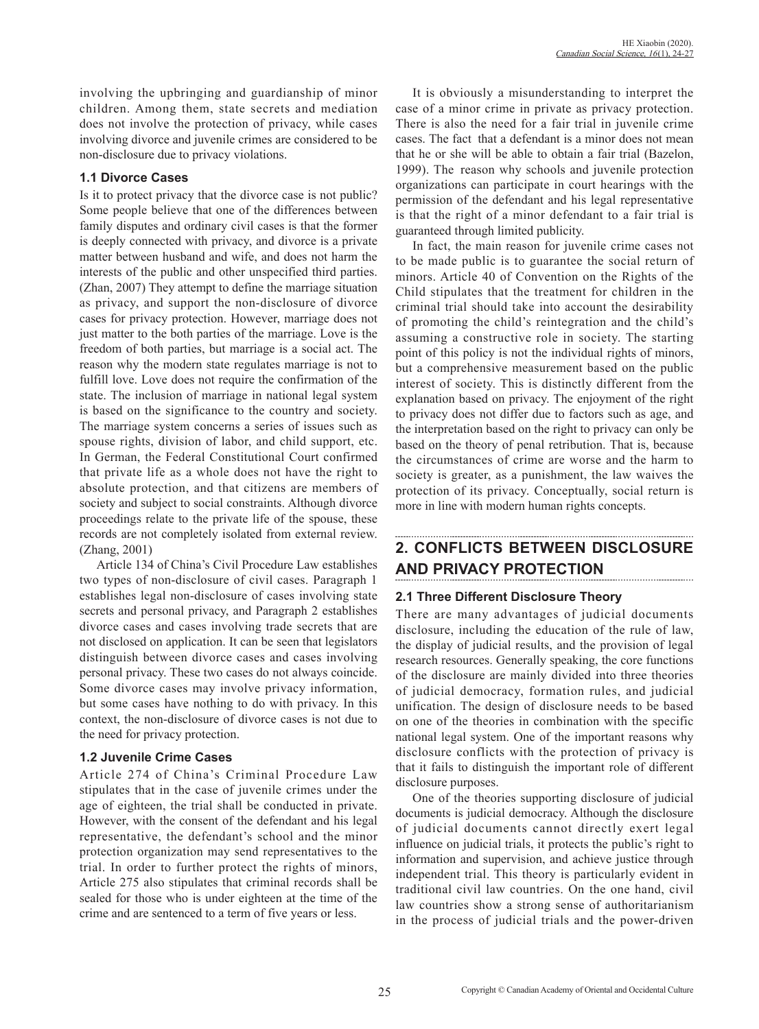involving the upbringing and guardianship of minor children. Among them, state secrets and mediation does not involve the protection of privacy, while cases involving divorce and juvenile crimes are considered to be non-disclosure due to privacy violations.

### 1.1 Divorce Cases

Is it to protect privacy that the divorce case is not public? Some people believe that one of the differences between family disputes and ordinary civil cases is that the former is deeply connected with privacy, and divorce is a private matter between husband and wife, and does not harm the interests of the public and other unspecified third parties. (Zhan, 2007) They attempt to define the marriage situation as privacy, and support the non-disclosure of divorce cases for privacy protection. However, marriage does not just matter to the both parties of the marriage. Love is the freedom of both parties, but marriage is a social act. The reason why the modern state regulates marriage is not to fulfill love. Love does not require the confirmation of the state. The inclusion of marriage in national legal system is based on the significance to the country and society. The marriage system concerns a series of issues such as spouse rights, division of labor, and child support, etc. In German, the Federal Constitutional Court confirmed that private life as a whole does not have the right to absolute protection, and that citizens are members of society and subject to social constraints. Although divorce proceedings relate to the private life of the spouse, these records are not completely isolated from external review. (Zhang, 2001)

Article 134 of China's Civil Procedure Law establishes two types of non-disclosure of civil cases. Paragraph 1 establishes legal non-disclosure of cases involving state secrets and personal privacy, and Paragraph 2 establishes divorce cases and cases involving trade secrets that are not disclosed on application. It can be seen that legislators distinguish between divorce cases and cases involving personal privacy. These two cases do not always coincide. Some divorce cases may involve privacy information, but some cases have nothing to do with privacy. In this context, the non-disclosure of divorce cases is not due to the need for privacy protection.

### 1.2 Juvenile Crime Cases

Article 274 of China's Criminal Procedure Law stipulates that in the case of juvenile crimes under the age of eighteen, the trial shall be conducted in private. However, with the consent of the defendant and his legal representative, the defendant's school and the minor protection organization may send representatives to the trial. In order to further protect the rights of minors, Article 275 also stipulates that criminal records shall be sealed for those who is under eighteen at the time of the crime and are sentenced to a term of five years or less.

It is obviously a misunderstanding to interpret the case of a minor crime in private as privacy protection. There is also the need for a fair trial in juvenile crime cases. The fact that a defendant is a minor does not mean that he or she will be able to obtain a fair trial (Bazelon, 1999). The reason why schools and juvenile protection organizations can participate in court hearings with the permission of the defendant and his legal representative is that the right of a minor defendant to a fair trial is guaranteed through limited publicity.

In fact, the main reason for juvenile crime cases not to be made public is to guarantee the social return of minors. Article 40 of Convention on the Rights of the Child stipulates that the treatment for children in the criminal trial should take into account the desirability of promoting the child's reintegration and the child's assuming a constructive role in society. The starting point of this policy is not the individual rights of minors, but a comprehensive measurement based on the public interest of society. This is distinctly different from the explanation based on privacy. The enjoyment of the right to privacy does not differ due to factors such as age, and the interpretation based on the right to privacy can only be based on the theory of penal retribution. That is, because the circumstances of crime are worse and the harm to society is greater, as a punishment, the law waives the protection of its privacy. Conceptually, social return is more in line with modern human rights concepts.

## 2. CONFLICTS BETWEEN DISCLOSURE AND PRIVACY PROTECTION

### 2.1 Three Different Disclosure Theory

There are many advantages of judicial documents disclosure, including the education of the rule of law, the display of judicial results, and the provision of legal research resources. Generally speaking, the core functions of the disclosure are mainly divided into three theories of judicial democracy, formation rules, and judicial unification. The design of disclosure needs to be based on one of the theories in combination with the specific national legal system. One of the important reasons why disclosure conflicts with the protection of privacy is that it fails to distinguish the important role of different disclosure purposes.

One of the theories supporting disclosure of judicial documents is judicial democracy. Although the disclosure of judicial documents cannot directly exert legal influence on judicial trials, it protects the public's right to information and supervision, and achieve justice through independent trial. This theory is particularly evident in traditional civil law countries. On the one hand, civil law countries show a strong sense of authoritarianism in the process of judicial trials and the power-driven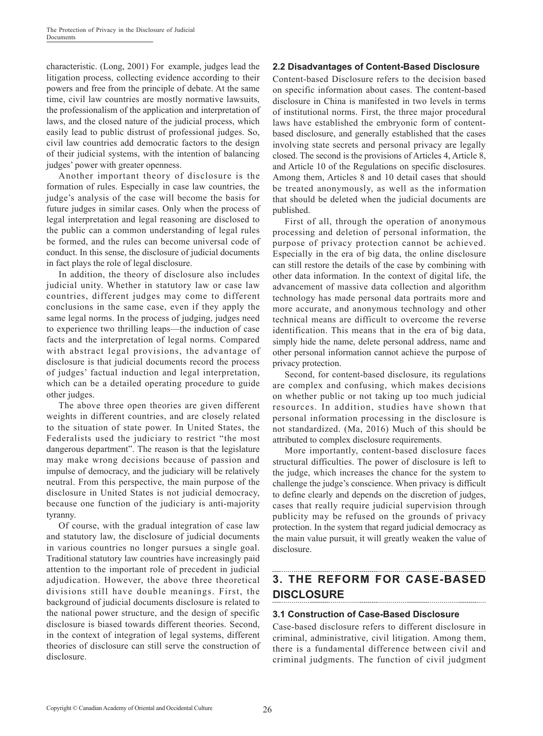characteristic. (Long, 2001) For example, judges lead the litigation process, collecting evidence according to their powers and free from the principle of debate. At the same time, civil law countries are mostly normative lawsuits, the professionalism of the application and interpretation of laws, and the closed nature of the judicial process, which easily lead to public distrust of professional judges. So, civil law countries add democratic factors to the design of their judicial systems, with the intention of balancing judges' power with greater openness.

Another important theory of disclosure is the formation of rules. Especially in case law countries, the judge's analysis of the case will become the basis for future judges in similar cases. Only when the process of legal interpretation and legal reasoning are disclosed to the public can a common understanding of legal rules be formed, and the rules can become universal code of conduct. In this sense, the disclosure of judicial documents in fact plays the role of legal disclosure.

In addition, the theory of disclosure also includes judicial unity. Whether in statutory law or case law countries, different judges may come to different conclusions in the same case, even if they apply the same legal norms. In the process of judging, judges need to experience two thrilling leaps—the induction of case facts and the interpretation of legal norms. Compared with abstract legal provisions, the advantage of disclosure is that judicial documents record the process of judges' factual induction and legal interpretation, which can be a detailed operating procedure to guide other judges.

The above three open theories are given different weights in different countries, and are closely related to the situation of state power. In United States, the Federalists used the judiciary to restrict "the most dangerous department". The reason is that the legislature may make wrong decisions because of passion and impulse of democracy, and the judiciary will be relatively neutral. From this perspective, the main purpose of the disclosure in United States is not judicial democracy, because one function of the judiciary is anti-majority tyranny.

Of course, with the gradual integration of case law and statutory law, the disclosure of judicial documents in various countries no longer pursues a single goal. Traditional statutory law countries have increasingly paid attention to the important role of precedent in judicial adjudication. However, the above three theoretical divisions still have double meanings. First, the background of judicial documents disclosure is related to the national power structure, and the design of specific disclosure is biased towards different theories. Second, in the context of integration of legal systems, different theories of disclosure can still serve the construction of disclosure.

### 2.2 Disadvantages of Content-Based Disclosure

Content-based Disclosure refers to the decision based on specific information about cases. The content-based disclosure in China is manifested in two levels in terms of institutional norms. First, the three major procedural laws have established the embryonic form of content-based disclosure, and generally established that the cases involving state secrets and personal privacy are legally closed. The second is the provisions of Articles 4, Article 8, and Article 10 of the Regulations on specific disclosures. Among them, Articles 8 and 10 detail cases that should be treated anonymously, as well as the information that should be deleted when the judicial documents are published.

First of all, through the operation of anonymous processing and deletion of personal information, the purpose of privacy protection cannot be achieved. Especially in the era of big data, the online disclosure can still restore the details of the case by combining with other data information. In the context of digital life, the advancement of massive data collection and algorithm technology has made personal data portraits more and more accurate, and anonymous technology and other technical means are difficult to overcome the reverse identification. This means that in the era of big data, simply hide the name, delete personal address, name and other personal information cannot achieve the purpose of privacy protection.

Second, for content-based disclosure, its regulations are complex and confusing, which makes decisions on whether public or not taking up too much judicial resources. In addition, studies have shown that personal information processing in the disclosure is not standardized. (Ma, 2016) Much of this should be attributed to complex disclosure requirements.

More importantly, content-based disclosure faces structural difficulties. The power of disclosure is left to the judge, which increases the chance for the system to challenge the judge's conscience. When privacy is difficult to define clearly and depends on the discretion of judges, cases that really require judicial supervision through publicity may be refused on the grounds of privacy protection. In the system that regard judicial democracy as the main value pursuit, it will greatly weaken the value of disclosure.

## 3. THE REFORM FOR CASE-BASED DISCLOSURE

### 3.1 Construction of Case-Based Disclosure

Case-based disclosure refers to different disclosure in criminal, administrative, civil litigation. Among them, there is a fundamental difference between civil and criminal judgments. The function of civil judgment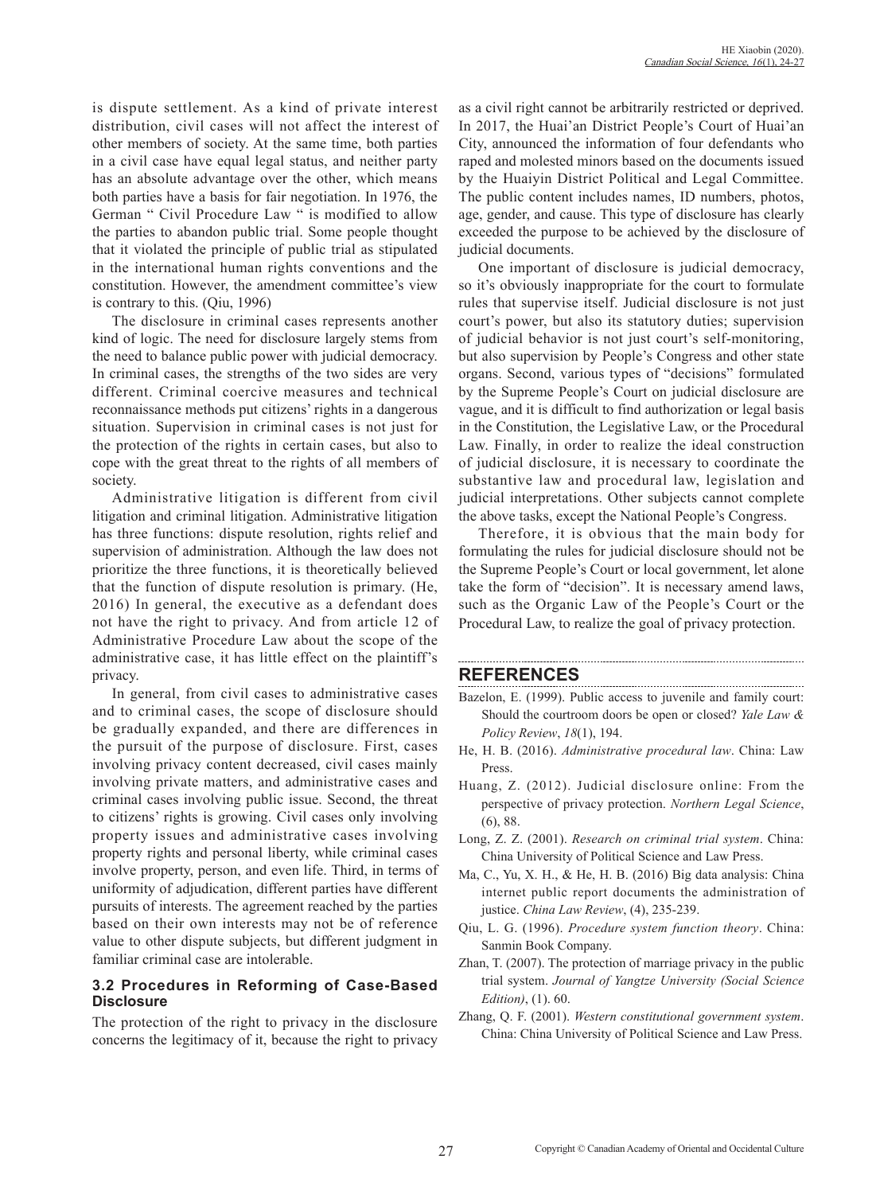is dispute settlement. As a kind of private interest distribution, civil cases will not affect the interest of other members of society. At the same time, both parties in a civil case have equal legal status, and neither party has an absolute advantage over the other, which means both parties have a basis for fair negotiation. In 1976, the German " Civil Procedure Law " is modified to allow the parties to abandon public trial. Some people thought that it violated the principle of public trial as stipulated in the international human rights conventions and the constitution. However, the amendment committee's view is contrary to this. (Qiu, 1996)

The disclosure in criminal cases represents another kind of logic. The need for disclosure largely stems from the need to balance public power with judicial democracy. In criminal cases, the strengths of the two sides are very different. Criminal coercive measures and technical reconnaissance methods put citizens' rights in a dangerous situation. Supervision in criminal cases is not just for the protection of the rights in certain cases, but also to cope with the great threat to the rights of all members of society.

Administrative litigation is different from civil litigation and criminal litigation. Administrative litigation has three functions: dispute resolution, rights relief and supervision of administration. Although the law does not prioritize the three functions, it is theoretically believed that the function of dispute resolution is primary. (He, 2016) In general, the executive as a defendant does not have the right to privacy. And from article 12 of Administrative Procedure Law about the scope of the administrative case, it has little effect on the plaintiff's privacy.

In general, from civil cases to administrative cases and to criminal cases, the scope of disclosure should be gradually expanded, and there are differences in the pursuit of the purpose of disclosure. First, cases involving privacy content decreased, civil cases mainly involving private matters, and administrative cases and criminal cases involving public issue. Second, the threat to citizens' rights is growing. Civil cases only involving property issues and administrative cases involving property rights and personal liberty, while criminal cases involve property, person, and even life. Third, in terms of uniformity of adjudication, different parties have different pursuits of interests. The agreement reached by the parties based on their own interests may not be of reference value to other dispute subjects, but different judgment in familiar criminal case are intolerable.

### 3.2 Procedures in Reforming of Case-Based Disclosure

The protection of the right to privacy in the disclosure concerns the legitimacy of it, because the right to privacy as a civil right cannot be arbitrarily restricted or deprived. In 2017, the Huai'an District People's Court of Huai'an City, announced the information of four defendants who raped and molested minors based on the documents issued by the Huaiyin District Political and Legal Committee. The public content includes names, ID numbers, photos, age, gender, and cause. This type of disclosure has clearly exceeded the purpose to be achieved by the disclosure of judicial documents.

One important of disclosure is judicial democracy, so it's obviously inappropriate for the court to formulate rules that supervise itself. Judicial disclosure is not just court's power, but also its statutory duties; supervision of judicial behavior is not just court's self-monitoring, but also supervision by People's Congress and other state organs. Second, various types of "decisions" formulated by the Supreme People's Court on judicial disclosure are vague, and it is difficult to find authorization or legal basis in the Constitution, the Legislative Law, or the Procedural Law. Finally, in order to realize the ideal construction of judicial disclosure, it is necessary to coordinate the substantive law and procedural law, legislation and judicial interpretations. Other subjects cannot complete the above tasks, except the National People's Congress.

Therefore, it is obvious that the main body for formulating the rules for judicial disclosure should not be the Supreme People's Court or local government, let alone take the form of "decision". It is necessary amend laws, such as the Organic Law of the People's Court or the Procedural Law, to realize the goal of privacy protection.

## REFERENCES

Bazelon, E. (1999). Public access to juvenile and family court: Should the courtroom doors be open or closed? *Yale Law & Policy Review*, *18*(1), 194.

He, H. B. (2016). *Administrative procedural law*. China: Law Press.

Huang, Z. (2012). Judicial disclosure online: From the perspective of privacy protection. *Northern Legal Science*, (6), 88.

Long, Z. Z. (2001). *Research on criminal trial system*. China: China University of Political Science and Law Press.

Ma, C., Yu, X. H., & He, H. B. (2016) Big data analysis: China internet public report documents the administration of justice. *China Law Review*, (4), 235-239.

Qiu, L. G. (1996). *Procedure system function theory*. China: Sanmin Book Company.

Zhan, T. (2007). The protection of marriage privacy in the public trial system. *Journal of Yangtze University (Social Science Edition)*, (1). 60.

Zhang, Q. F. (2001). *Western constitutional government system*. China: China University of Political Science and Law Press.